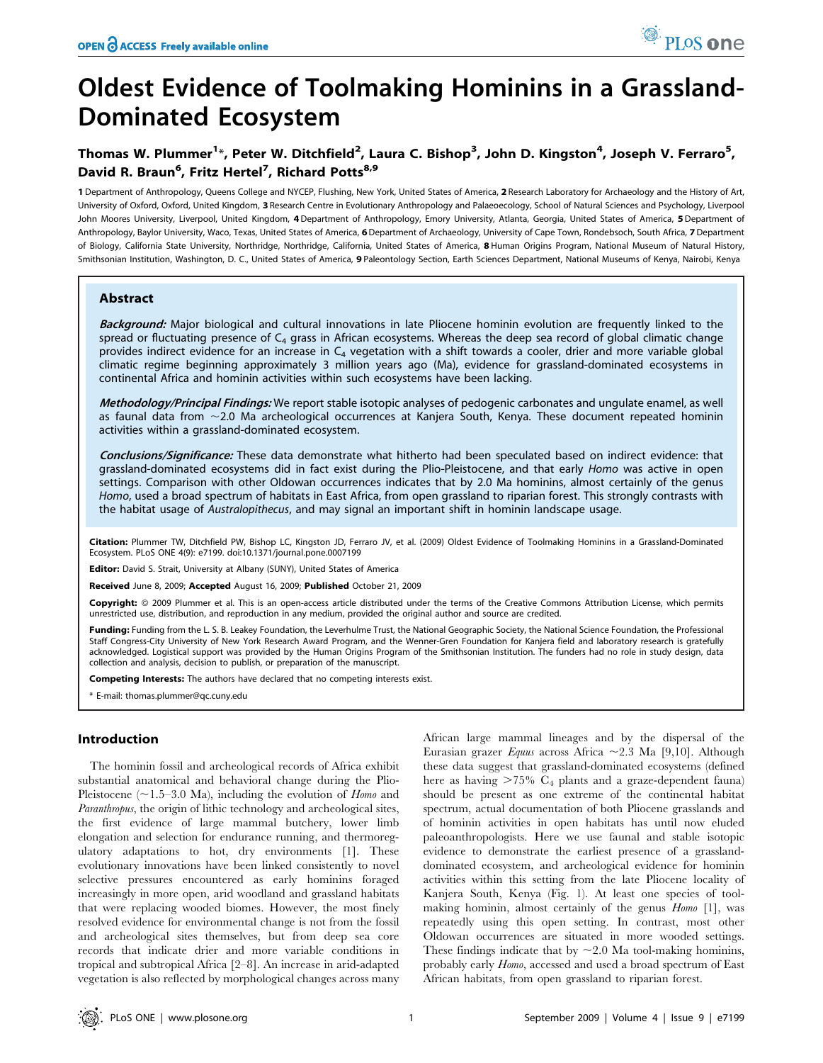# Oldest Evidence of Toolmaking Hominins in a Grassland-Dominated Ecosystem

**Thomas W. Plummer[1]*, Peter W. Ditchfield[2], Laura C. Bishop[3], John D. Kingston[4], Joseph V. Ferraro[5], David R. Braun[6], Fritz Hertel[7], Richard Potts[8,9]**

1 Department of Anthropology, Queens College and NYCEP, Flushing, New York, United States of America, 2 Research Laboratory for Archaeology and the History of Art, University of Oxford, Oxford, United Kingdom, 3 Research Centre in Evolutionary Anthropology and Palaeoecology, School of Natural Sciences and Psychology, Liverpool John Moores University, Liverpool, United Kingdom, 4 Department of Anthropology, Emory University, Atlanta, Georgia, United States of America, 5 Department of Anthropology, Baylor University, Waco, Texas, United States of America, 6 Department of Archaeology, University of Cape Town, Rondebosch, South Africa, 7 Department of Biology, California State University, Northridge, Northridge, California, United States of America, 8 Human Origins Program, National Museum of Natural History, Smithsonian Institution, Washington, D. C., United States of America, 9 Paleontology Section, Earth Sciences Department, National Museums of Kenya, Nairobi, Kenya

## Abstract

***Background:*** Major biological and cultural innovations in late Pliocene hominin evolution are frequently linked to the spread or fluctuating presence of $C_4$ grass in African ecosystems. Whereas the deep sea record of global climatic change provides indirect evidence for an increase in $C_4$ vegetation with a shift towards a cooler, drier and more variable global climatic regime beginning approximately 3 million years ago (Ma), evidence for grassland-dominated ecosystems in continental Africa and hominin activities within such ecosystems have been lacking.

***Methodology/Principal Findings:*** We report stable isotopic analyses of pedogenic carbonates and ungulate enamel, as well as faunal data from ~2.0 Ma archeological occurrences at Kanjera South, Kenya. These document repeated hominin activities within a grassland-dominated ecosystem.

***Conclusions/Significance:*** These data demonstrate what hitherto had been speculated based on indirect evidence: that grassland-dominated ecosystems did in fact exist during the Plio-Pleistocene, and that early *Homo* was active in open settings. Comparison with other Oldowan occurrences indicates that by 2.0 Ma hominins, almost certainly of the genus *Homo*, used a broad spectrum of habitats in East Africa, from open grassland to riparian forest. This strongly contrasts with the habitat usage of *Australopithecus*, and may signal an important shift in hominin landscape usage.

**Citation:** Plummer TW, Ditchfield PW, Bishop LC, Kingston JD, Ferraro JV, et al. (2009) Oldest Evidence of Toolmaking Hominins in a Grassland-Dominated Ecosystem. PLoS ONE 4(9): e7199. doi:10.1371/journal.pone.0007199

**Editor:** David S. Strait, University at Albany (SUNY), United States of America

**Received** June 8, 2009; **Accepted** August 16, 2009; **Published** October 21, 2009

**Copyright:** © 2009 Plummer et al. This is an open-access article distributed under the terms of the Creative Commons Attribution License, which permits unrestricted use, distribution, and reproduction in any medium, provided the original author and source are credited.

**Funding:** Funding from the L. S. B. Leakey Foundation, the Leverhulme Trust, the National Geographic Society, the National Science Foundation, the Professional Staff Congress-City University of New York Research Award Program, and the Wenner-Gren Foundation for Kanjera field and laboratory research is gratefully acknowledged. Logistical support was provided by the Human Origins Program of the Smithsonian Institution. The funders had no role in study design, data collection and analysis, decision to publish, or preparation of the manuscript.

**Competing Interests:** The authors have declared that no competing interests exist.

\* E-mail: thomas.plummer@qc.cuny.edu

## Introduction

The hominin fossil and archeological records of Africa exhibit substantial anatomical and behavioral change during the Plio-Pleistocene (~1.5–3.0 Ma), including the evolution of *Homo* and *Paranthropus*, the origin of lithic technology and archeological sites, the first evidence of large mammal butchery, lower limb elongation and selection for endurance running, and thermoregulatory adaptations to hot, dry environments [1]. These evolutionary innovations have been linked consistently to novel selective pressures encountered as early hominins foraged increasingly in more open, arid woodland and grassland habitats that were replacing wooded biomes. However, the most finely resolved evidence for environmental change is not from the fossil and archeological sites themselves, but from deep sea core records that indicate drier and more variable conditions in tropical and subtropical Africa [2–8]. An increase in arid-adapted vegetation is also reflected by morphological changes across many African large mammal lineages and by the dispersal of the Eurasian grazer *Equus* across Africa ~2.3 Ma [9,10]. Although these data suggest that grassland-dominated ecosystems (defined here as having >75% $C_4$ plants and a graze-dependent fauna) should be present as one extreme of the continental habitat spectrum, actual documentation of both Pliocene grasslands and of hominin activities in open habitats has until now eluded paleoanthropologists. Here we use faunal and stable isotopic evidence to demonstrate the earliest presence of a grassland-dominated ecosystem, and archeological evidence for hominin activities within this setting from the late Pliocene locality of Kanjera South, Kenya (Fig. 1). At least one species of toolmaking hominin, almost certainly of the genus *Homo* [1], was repeatedly using this open setting. In contrast, most other Oldowan occurrences are situated in more wooded settings. These findings indicate that by ~2.0 Ma tool-making hominins, probably early *Homo*, accessed and used a broad spectrum of East African habitats, from open grassland to riparian forest.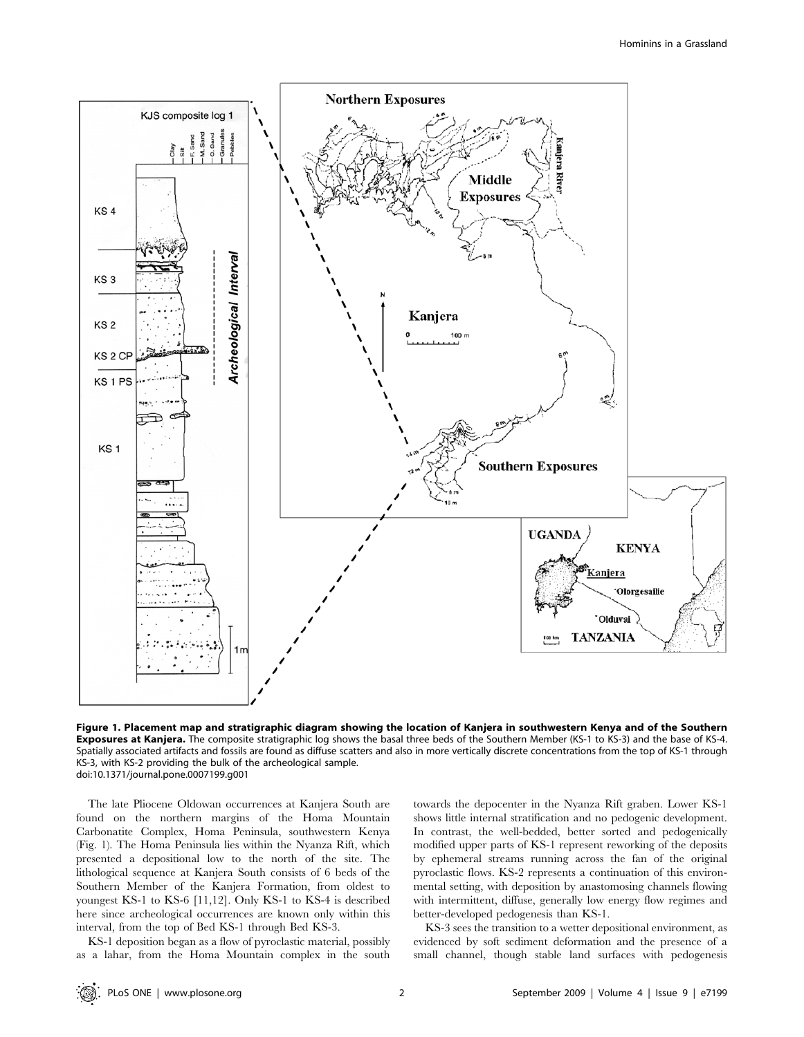**Figure 1. Placement map and stratigraphic diagram showing the location of Kanjera in southwestern Kenya and of the Southern Exposures at Kanjera.** The composite stratigraphic log shows the basal three beds of the Southern Member (KS-1 to KS-3) and the base of KS-4. Spatially associated artifacts and fossils are found as diffuse scatters and also in more vertically discrete concentrations from the top of KS-1 through KS-3, with KS-2 providing the bulk of the archeological sample.
doi:10.1371/journal.pone.0007199.g001

The late Pliocene Oldowan occurrences at Kanjera South are found on the northern margins of the Homa Mountain Carbonatite Complex, Homa Peninsula, southwestern Kenya (Fig. 1). The Homa Peninsula lies within the Nyanza Rift, which presented a depositional low to the north of the site. The lithological sequence at Kanjera South consists of 6 beds of the Southern Member of the Kanjera Formation, from oldest to youngest KS-1 to KS-6 [11,12]. Only KS-1 to KS-4 is described here since archeological occurrences are known only within this interval, from the top of Bed KS-1 through Bed KS-3.

KS-1 deposition began as a flow of pyroclastic material, possibly as a lahar, from the Homa Mountain complex in the south towards the depocenter in the Nyanza Rift graben. Lower KS-1 shows little internal stratification and no pedogenic development. In contrast, the well-bedded, better sorted and pedogenically modified upper parts of KS-1 represent reworking of the deposits by ephemeral streams running across the fan of the original pyroclastic flows. KS-2 represents a continuation of this environmental setting, with deposition by anastomosing channels flowing with intermittent, diffuse, generally low energy flow regimes and better-developed pedogenesis than KS-1.

KS-3 sees the transition to a wetter depositional environment, as evidenced by soft sediment deformation and the presence of a small channel, though stable land surfaces with pedogenesis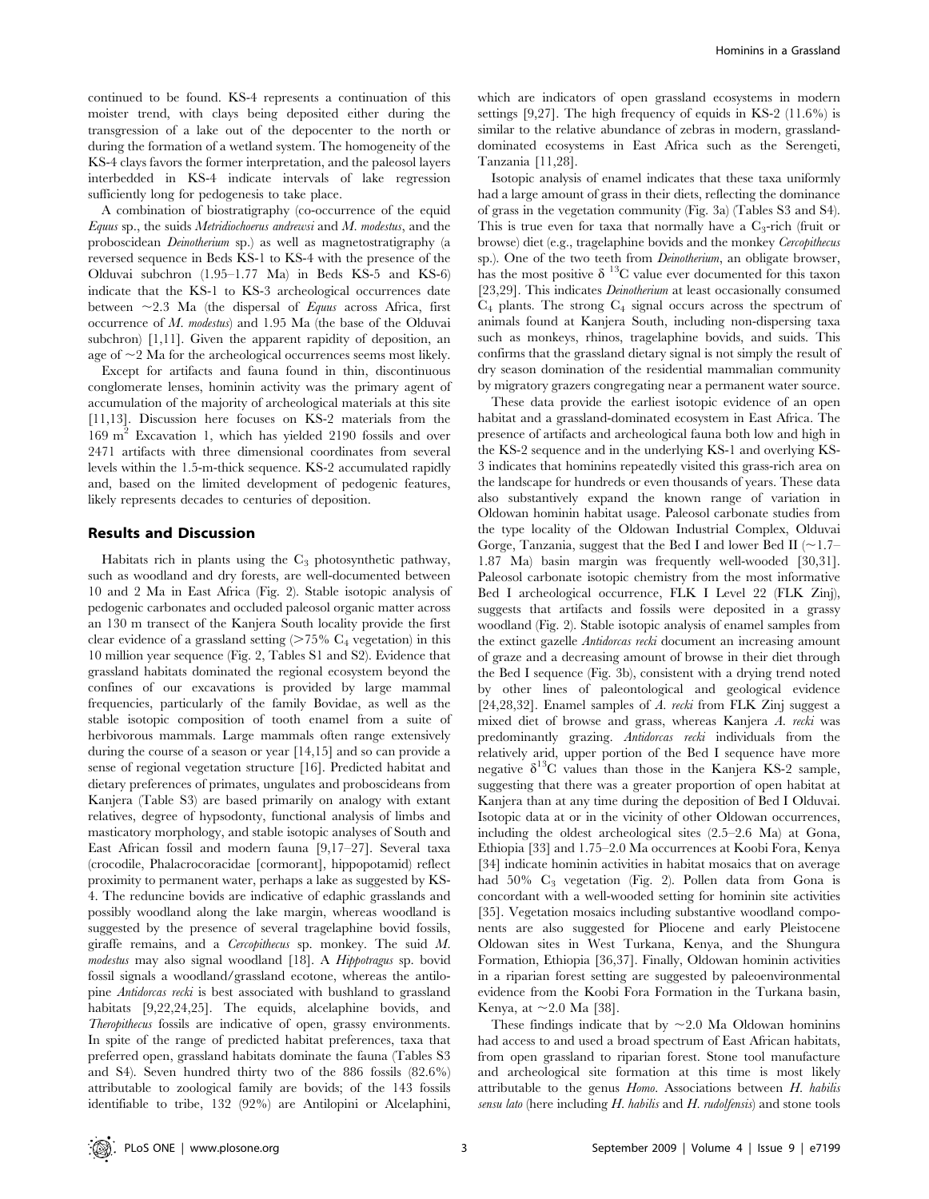continued to be found. KS-4 represents a continuation of this moister trend, with clays being deposited either during the transgression of a lake out of the depocenter to the north or during the formation of a wetland system. The homogeneity of the KS-4 clays favors the former interpretation, and the paleosol layers interbedded in KS-4 indicate intervals of lake regression sufficiently long for pedogenesis to take place.

A combination of biostratigraphy (co-occurrence of the equid *Equus* sp., the suids *Metridiochoerus andrewsi* and *M. modestus*, and the proboscidean *Deinotherium* sp.) as well as magnetostratigraphy (a reversed sequence in Beds KS-1 to KS-4 with the presence of the Olduvai subchron (1.95–1.77 Ma) in Beds KS-5 and KS-6) indicate that the KS-1 to KS-3 archeological occurrences date between ~2.3 Ma (the dispersal of *Equus* across Africa, first occurrence of *M. modestus*) and 1.95 Ma (the base of the Olduvai subchron) [1,11]. Given the apparent rapidity of deposition, an age of ~2 Ma for the archeological occurrences seems most likely.

Except for artifacts and fauna found in thin, discontinuous conglomerate lenses, hominin activity was the primary agent of accumulation of the majority of archeological materials at this site [11,13]. Discussion here focuses on KS-2 materials from the 169 $m^2$ Excavation 1, which has yielded 2190 fossils and over 2471 artifacts with three dimensional coordinates from several levels within the 1.5-m-thick sequence. KS-2 accumulated rapidly and, based on the limited development of pedogenic features, likely represents decades to centuries of deposition.

## Results and Discussion

Habitats rich in plants using the $C_3$ photosynthetic pathway, such as woodland and dry forests, are well-documented between 10 and 2 Ma in East Africa (Fig. 2). Stable isotopic analysis of pedogenic carbonates and occluded paleosol organic matter across an 130 m transect of the Kanjera South locality provide the first clear evidence of a grassland setting (>75% $C_4$ vegetation) in this 10 million year sequence (Fig. 2, Tables S1 and S2). Evidence that grassland habitats dominated the regional ecosystem beyond the confines of our excavations is provided by large mammal frequencies, particularly of the family Bovidae, as well as the stable isotopic composition of tooth enamel from a suite of herbivorous mammals. Large mammals often range extensively during the course of a season or year [14,15] and so can provide a sense of regional vegetation structure [16]. Predicted habitat and dietary preferences of primates, ungulates and proboscideans from Kanjera (Table S3) are based primarily on analogy with extant relatives, degree of hypsodonty, functional analysis of limbs and masticatory morphology, and stable isotopic analyses of South and East African fossil and modern fauna [9,17–27]. Several taxa (crocodile, Phalacrocoracidae [cormorant], hippopotamid) reflect proximity to permanent water, perhaps a lake as suggested by KS-4. The reduncine bovids are indicative of edaphic grasslands and possibly woodland along the lake margin, whereas woodland is suggested by the presence of several tragelaphine bovid fossils, giraffe remains, and a *Cercopithecus* sp. monkey. The suid *M. modestus* may also signal woodland [18]. A *Hippotragus* sp. bovid fossil signals a woodland/grassland ecotone, whereas the antilopine *Antidorcas recki* is best associated with bushland to grassland habitats [9,22,24,25]. The equids, alcelaphine bovids, and *Theropithecus* fossils are indicative of open, grassy environments. In spite of the range of predicted habitat preferences, taxa that preferred open, grassland habitats dominate the fauna (Tables S3 and S4). Seven hundred thirty two of the 886 fossils (82.6%) attributable to zoological family are bovids; of the 143 fossils identifiable to tribe, 132 (92%) are Antilopini or Alcelaphini, which are indicators of open grassland ecosystems in modern settings [9,27]. The high frequency of equids in KS-2 (11.6%) is similar to the relative abundance of zebras in modern, grassland-dominated ecosystems in East Africa such as the Serengeti, Tanzania [11,28].

Isotopic analysis of enamel indicates that these taxa uniformly had a large amount of grass in their diets, reflecting the dominance of grass in the vegetation community (Fig. 3a) (Tables S3 and S4). This is true even for taxa that normally have a $C_3$-rich (fruit or browse) diet (e.g., tragelaphine bovids and the monkey *Cercopithecus* sp.). One of the two teeth from *Deinotherium*, an obligate browser, has the most positive $\delta^{13}C$ value ever documented for this taxon [23,29]. This indicates *Deinotherium* at least occasionally consumed $C_4$ plants. The strong $C_4$ signal occurs across the spectrum of animals found at Kanjera South, including non-dispersing taxa such as monkeys, rhinos, tragelaphine bovids, and suids. This confirms that the grassland dietary signal is not simply the result of dry season domination of the residential mammalian community by migratory grazers congregating near a permanent water source.

These data provide the earliest isotopic evidence of an open habitat and a grassland-dominated ecosystem in East Africa. The presence of artifacts and archeological fauna both low and high in the KS-2 sequence and in the underlying KS-1 and overlying KS-3 indicates that hominins repeatedly visited this grass-rich area on the landscape for hundreds or even thousands of years. These data also substantively expand the known range of variation in Oldowan hominin habitat usage. Paleosol carbonate studies from the type locality of the Oldowan Industrial Complex, Olduvai Gorge, Tanzania, suggest that the Bed I and lower Bed II (~1.7–1.87 Ma) basin margin was frequently well-wooded [30,31]. Paleosol carbonate isotopic chemistry from the most informative Bed I archeological occurrence, FLK I Level 22 (FLK Zinj), suggests that artifacts and fossils were deposited in a grassy woodland (Fig. 2). Stable isotopic analysis of enamel samples from the extinct gazelle *Antidorcas recki* document an increasing amount of graze and a decreasing amount of browse in their diet through the Bed I sequence (Fig. 3b), consistent with a drying trend noted by other lines of paleontological and geological evidence [24,28,32]. Enamel samples of *A. recki* from FLK Zinj suggest a mixed diet of browse and grass, whereas Kanjera *A. recki* was predominantly grazing. *Antidorcas recki* individuals from the relatively arid, upper portion of the Bed I sequence have more negative $\delta^{13}C$ values than those in the Kanjera KS-2 sample, suggesting that there was a greater proportion of open habitat at Kanjera than at any time during the deposition of Bed I Olduvai. Isotopic data at or in the vicinity of other Oldowan occurrences, including the oldest archeological sites (2.5–2.6 Ma) at Gona, Ethiopia [33] and 1.75–2.0 Ma occurrences at Koobi Fora, Kenya [34] indicate hominin activities in habitat mosaics that on average had 50% $C_3$ vegetation (Fig. 2). Pollen data from Gona is concordant with a well-wooded setting for hominin site activities [35]. Vegetation mosaics including substantive woodland components are also suggested for Pliocene and early Pleistocene Oldowan sites in West Turkana, Kenya, and the Shungura Formation, Ethiopia [36,37]. Finally, Oldowan hominin activities in a riparian forest setting are suggested by paleoenvironmental evidence from the Koobi Fora Formation in the Turkana basin, Kenya, at ~2.0 Ma [38].

These findings indicate that by ~2.0 Ma Oldowan hominins had access to and used a broad spectrum of East African habitats, from open grassland to riparian forest. Stone tool manufacture and archeological site formation at this time is most likely attributable to the genus *Homo*. Associations between *H. habilis sensu lato* (here including *H. habilis* and *H. rudolfensis*) and stone tools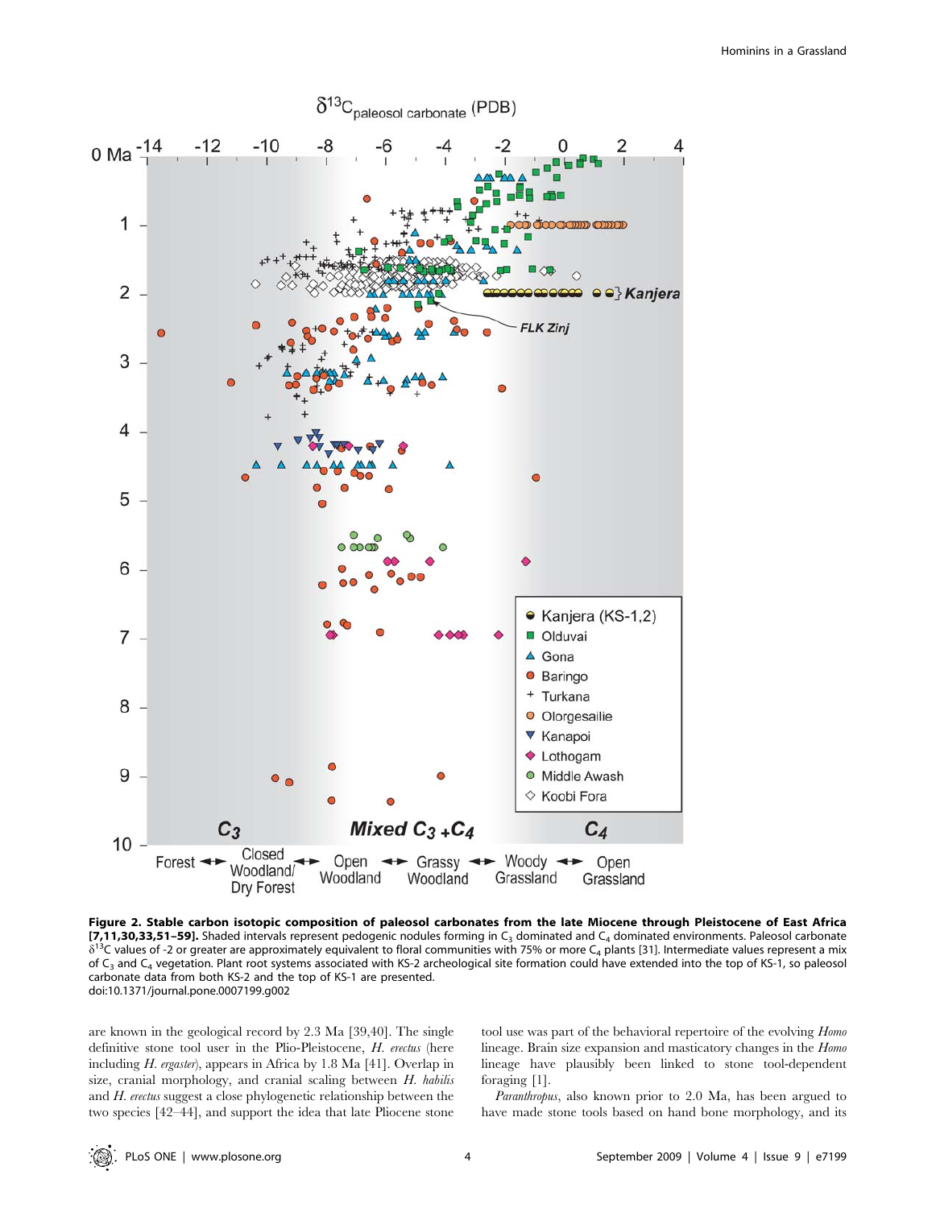**Figure 2. Stable carbon isotopic composition of paleosol carbonates from the late Miocene through Pleistocene of East Africa [7,11,30,33,51–59].** Shaded intervals represent pedogenic nodules forming in $C_3$ dominated and $C_4$ dominated environments. Paleosol carbonate $\delta^{13}C$ values of -2 or greater are approximately equivalent to floral communities with 75% or more $C_4$ plants [31]. Intermediate values represent a mix of $C_3$ and $C_4$ vegetation. Plant root systems associated with KS-2 archeological site formation could have extended into the top of KS-1, so paleosol carbonate data from both KS-2 and the top of KS-1 are presented.
doi:10.1371/journal.pone.0007199.g002

are known in the geological record by 2.3 Ma [39,40]. The single definitive stone tool user in the Plio-Pleistocene, *H. erectus* (here including *H. ergaster*), appears in Africa by 1.8 Ma [41]. Overlap in size, cranial morphology, and cranial scaling between *H. habilis* and *H. erectus* suggest a close phylogenetic relationship between the two species [42–44], and support the idea that late Pliocene stone tool use was part of the behavioral repertoire of the evolving *Homo* lineage. Brain size expansion and masticatory changes in the *Homo* lineage have plausibly been linked to stone tool-dependent foraging [1].

*Paranthropus*, also known prior to 2.0 Ma, has been argued to have made stone tools based on hand bone morphology, and its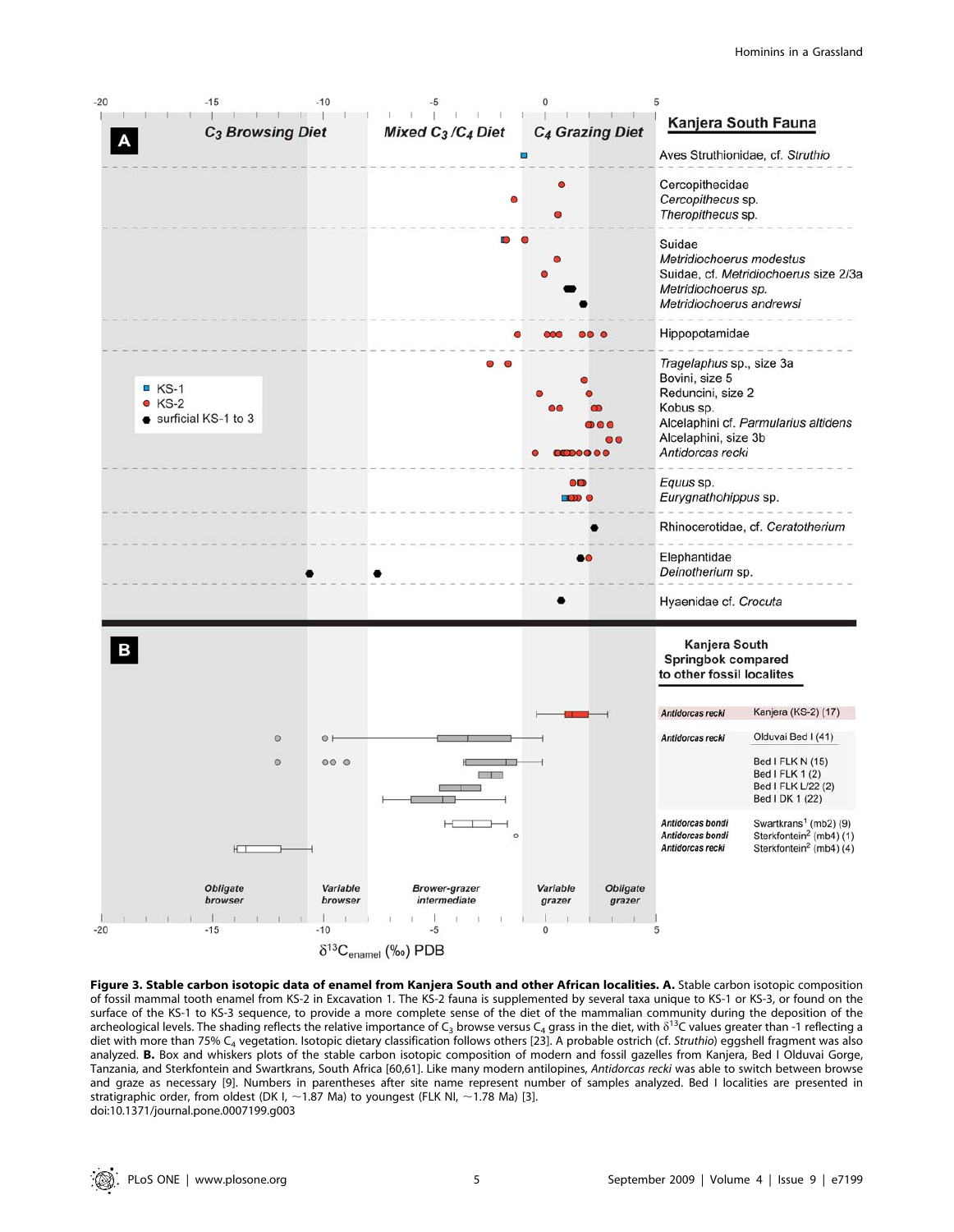**Figure 3. Stable carbon isotopic data of enamel from Kanjera South and other African localities. A.** Stable carbon isotopic composition of fossil mammal tooth enamel from KS-2 in Excavation 1. The KS-2 fauna is supplemented by several taxa unique to KS-1 or KS-3, or found on the surface of the KS-1 to KS-3 sequence, to provide a more complete sense of the diet of the mammalian community during the deposition of the archeological levels. The shading reflects the relative importance of $C_3$ browse versus $C_4$ grass in the diet, with $\delta^{13}C$ values greater than -1 reflecting a diet with more than 75% $C_4$ vegetation. Isotopic dietary classification follows others [23]. A probable ostrich (cf. *Struthio*) eggshell fragment was also analyzed. **B.** Box and whiskers plots of the stable carbon isotopic composition of modern and fossil gazelles from Kanjera, Bed I Olduvai Gorge, Tanzania, and Sterkfontein and Swartkrans, South Africa [60,61]. Like many modern antilopines, *Antidorcas recki* was able to switch between browse and graze as necessary [9]. Numbers in parentheses after site name represent number of samples analyzed. Bed I localities are presented in stratigraphic order, from oldest (DK I, ~1.87 Ma) to youngest (FLK NI, ~1.78 Ma) [3].
doi:10.1371/journal.pone.0007199.g003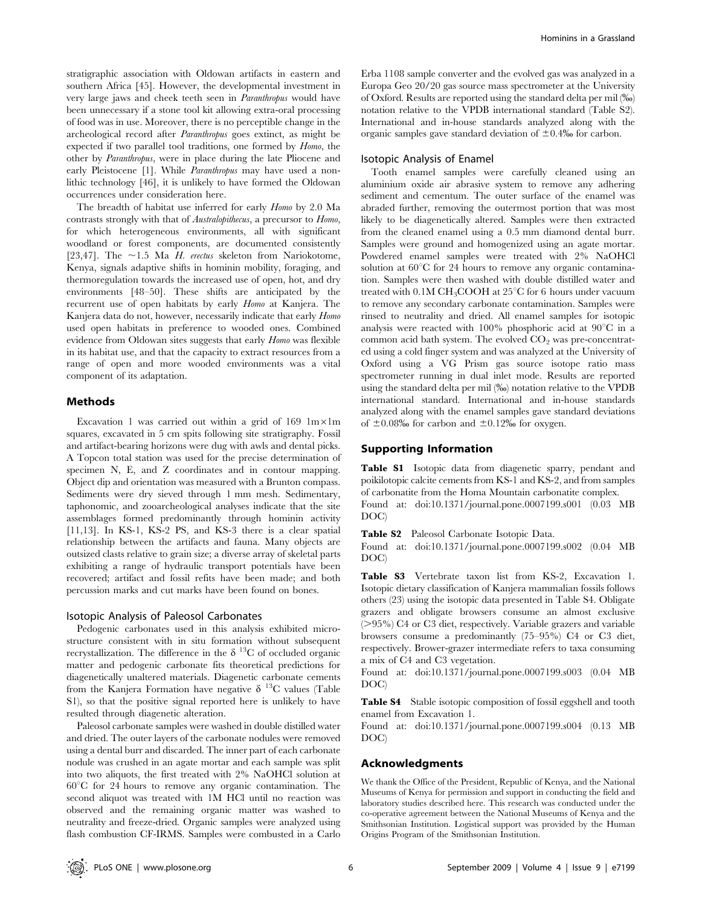stratigraphic association with Oldowan artifacts in eastern and southern Africa [45]. However, the developmental investment in very large jaws and cheek teeth seen in *Paranthropus* would have been unnecessary if a stone tool kit allowing extra-oral processing of food was in use. Moreover, there is no perceptible change in the archeological record after *Paranthropus* goes extinct, as might be expected if two parallel tool traditions, one formed by *Homo*, the other by *Paranthropus*, were in place during the late Pliocene and early Pleistocene [1]. While *Paranthropus* may have used a non-lithic technology [46], it is unlikely to have formed the Oldowan occurrences under consideration here.

The breadth of habitat use inferred for early *Homo* by 2.0 Ma contrasts strongly with that of *Australopithecus*, a precursor to *Homo*, for which heterogeneous environments, all with significant woodland or forest components, are documented consistently [23,47]. The ~1.5 Ma *H. erectus* skeleton from Nariokotome, Kenya, signals adaptive shifts in hominin mobility, foraging, and thermoregulation towards the increased use of open, hot, and dry environments [48–50]. These shifts are anticipated by the recurrent use of open habitats by early *Homo* at Kanjera. The Kanjera data do not, however, necessarily indicate that early *Homo* used open habitats in preference to wooded ones. Combined evidence from Oldowan sites suggests that early *Homo* was flexible in its habitat use, and that the capacity to extract resources from a range of open and more wooded environments was a vital component of its adaptation.

## Methods

Excavation 1 was carried out within a grid of 169 1m×1m squares, excavated in 5 cm spits following site stratigraphy. Fossil and artifact-bearing horizons were dug with awls and dental picks. A Topcon total station was used for the precise determination of specimen N, E, and Z coordinates and in contour mapping. Object dip and orientation was measured with a Brunton compass. Sediments were dry sieved through 1 mm mesh. Sedimentary, taphonomic, and zooarcheological analyses indicate that the site assemblages formed predominantly through hominin activity [11,13]. In KS-1, KS-2 PS, and KS-3 there is a clear spatial relationship between the artifacts and fauna. Many objects are outsized clasts relative to grain size; a diverse array of skeletal parts exhibiting a range of hydraulic transport potentials have been recovered; artifact and fossil refits have been made; and both percussion marks and cut marks have been found on bones.

### Isotopic Analysis of Paleosol Carbonates

Pedogenic carbonates used in this analysis exhibited microstructure consistent with in situ formation without subsequent recrystallization. The difference in the $\delta^{13}C$ of occluded organic matter and pedogenic carbonate fits theoretical predictions for diagenetically unaltered materials. Diagenetic carbonate cements from the Kanjera Formation have negative $\delta^{13}C$ values (Table S1), so that the positive signal reported here is unlikely to have resulted through diagenetic alteration.

Paleosol carbonate samples were washed in double distilled water and dried. The outer layers of the carbonate nodules were removed using a dental burr and discarded. The inner part of each carbonate nodule was crushed in an agate mortar and each sample was split into two aliquots, the first treated with 2% NaOHCl solution at 60°C for 24 hours to remove any organic contamination. The second aliquot was treated with 1M HCl until no reaction was observed and the remaining organic matter was washed to neutrality and freeze-dried. Organic samples were analyzed using flash combustion CF-IRMS. Samples were combusted in a Carlo Erba 1108 sample converter and the evolved gas was analyzed in a Europa Geo 20/20 gas source mass spectrometer at the University of Oxford. Results are reported using the standard delta per mil (‰) notation relative to the VPDB international standard (Table S2). International and in-house standards analyzed along with the organic samples gave standard deviation of ±0.4‰ for carbon.

### Isotopic Analysis of Enamel

Tooth enamel samples were carefully cleaned using an aluminium oxide air abrasive system to remove any adhering sediment and cementum. The outer surface of the enamel was abraded further, removing the outermost portion that was most likely to be diagenetically altered. Samples were then extracted from the cleaned enamel using a 0.5 mm diamond dental burr. Samples were ground and homogenized using an agate mortar. Powdered enamel samples were treated with 2% NaOHCl solution at 60°C for 24 hours to remove any organic contamination. Samples were then washed with double distilled water and treated with 0.1M $CH_3COOH$ at 25°C for 6 hours under vacuum to remove any secondary carbonate contamination. Samples were rinsed to neutrality and dried. All enamel samples for isotopic analysis were reacted with 100% phosphoric acid at 90°C in a common acid bath system. The evolved $CO_2$ was pre-concentrated using a cold finger system and was analyzed at the University of Oxford using a VG Prism gas source isotope ratio mass spectrometer running in dual inlet mode. Results are reported using the standard delta per mil (‰) notation relative to the VPDB international standard. International and in-house standards analyzed along with the enamel samples gave standard deviations of ±0.08‰ for carbon and ±0.12‰ for oxygen.

## Supporting Information

**Table S1** Isotopic data from diagenetic sparry, pendant and poikilotopic calcite cements from KS-1 and KS-2, and from samples of carbonatite from the Homa Mountain carbonatite complex.
Found at: doi:10.1371/journal.pone.0007199.s001 (0.03 MB DOC)

**Table S2** Paleosol Carbonate Isotopic Data.
Found at: doi:10.1371/journal.pone.0007199.s002 (0.04 MB DOC)

**Table S3** Vertebrate taxon list from KS-2, Excavation 1. Isotopic dietary classification of Kanjera mammalian fossils follows others (23) using the isotopic data presented in Table S4. Obligate grazers and obligate browsers consume an almost exclusive (>95%) C4 or C3 diet, respectively. Variable grazers and variable browsers consume a predominantly (75–95%) C4 or C3 diet, respectively. Brower-grazer intermediate refers to taxa consuming a mix of C4 and C3 vegetation.
Found at: doi:10.1371/journal.pone.0007199.s003 (0.04 MB DOC)

**Table S4** Stable isotopic composition of fossil eggshell and tooth enamel from Excavation 1.
Found at: doi:10.1371/journal.pone.0007199.s004 (0.13 MB DOC)

## Acknowledgments

We thank the Office of the President, Republic of Kenya, and the National Museums of Kenya for permission and support in conducting the field and laboratory studies described here. This research was conducted under the co-operative agreement between the National Museums of Kenya and the Smithsonian Institution. Logistical support was provided by the Human Origins Program of the Smithsonian Institution.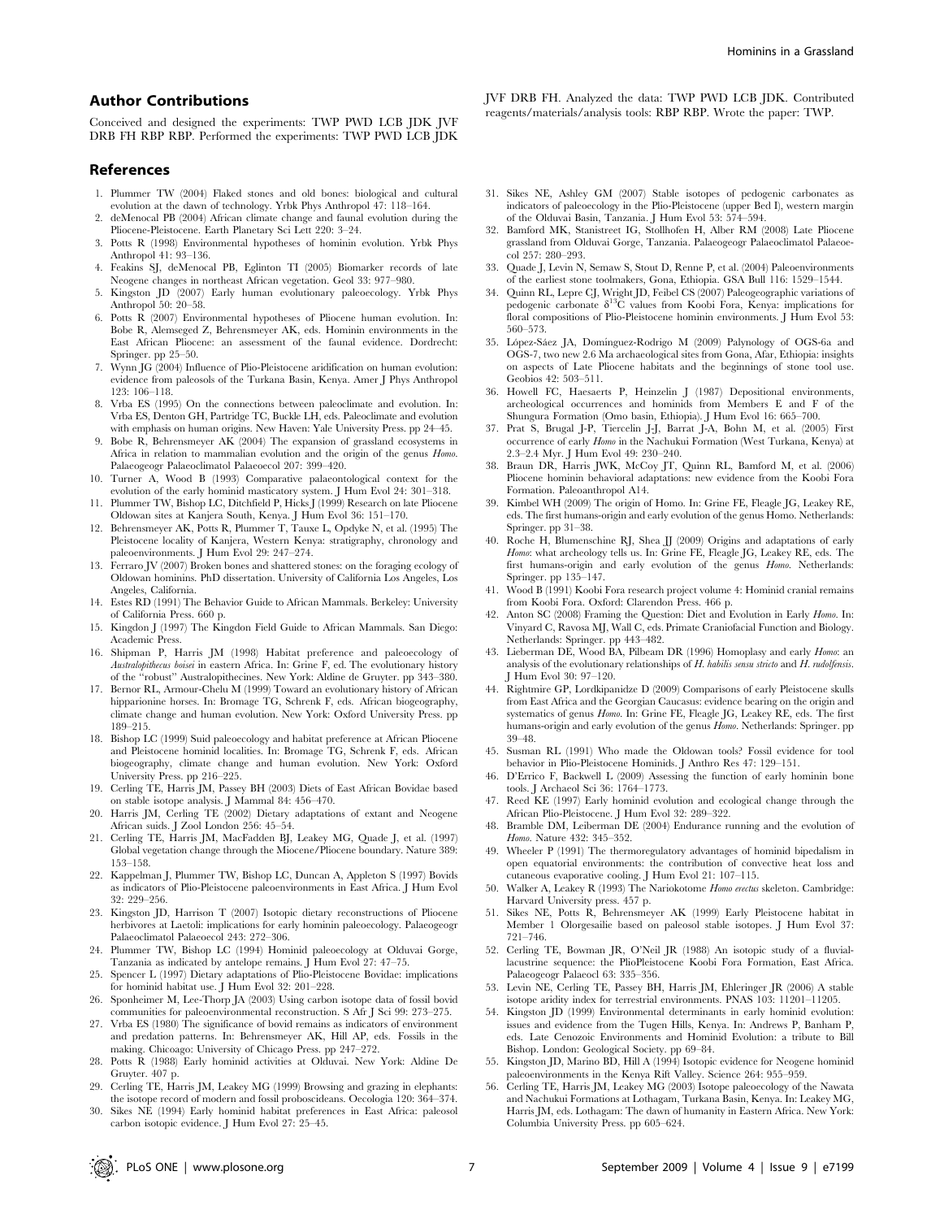## Author Contributions

Conceived and designed the experiments: TWP PWD LCB JDK JVF DRB FH RBP RBP. Performed the experiments: TWP PWD LCB JDK JVF DRB FH. Analyzed the data: TWP PWD LCB JDK. Contributed reagents/materials/analysis tools: RBP RBP. Wrote the paper: TWP.

## References

1. Plummer TW (2004) Flaked stones and old bones: biological and cultural evolution at the dawn of technology. Yrbk Phys Anthropol 47: 118–164.
2. deMenocal PB (2004) African climate change and faunal evolution during the Pliocene-Pleistocene. Earth Planetary Sci Lett 220: 3–24.
3. Potts R (1998) Environmental hypotheses of hominin evolution. Yrbk Phys Anthropol 41: 93–136.
4. Feakins SJ, deMenocal PB, Eglinton TI (2005) Biomarker records of late Neogene changes in northeast African vegetation. Geol 33: 977–980.
5. Kingston JD (2007) Early human evolutionary paleoecology. Yrbk Phys Anthropol 50: 20–58.
6. Potts R (2007) Environmental hypotheses of Pliocene human evolution. In: Bobe R, Alemseged Z, Behrensmeyer AK, eds. Hominin environments in the East African Pliocene: an assessment of the faunal evidence. Dordrecht: Springer. pp 25–50.
7. Wynn JG (2004) Influence of Plio-Pleistocene aridification on human evolution: evidence from paleosols of the Turkana Basin, Kenya. Amer J Phys Anthropol 123: 106–118.
8. Vrba ES (1995) On the connections between paleoclimate and evolution. In: Vrba ES, Denton GH, Partridge TC, Buckle LH, eds. Paleoclimate and evolution with emphasis on human origins. New Haven: Yale University Press. pp 24–45.
9. Bobe R, Behrensmeyer AK (2004) The expansion of grassland ecosystems in Africa in relation to mammalian evolution and the origin of the genus *Homo*. Palaeogeogr Palaeoclimatol Palaeoecol 207: 399–420.
10. Turner A, Wood B (1993) Comparative palaeontological context for the evolution of the early hominid masticatory system. J Hum Evol 24: 301–318.
11. Plummer TW, Bishop LC, Ditchfield P, Hicks J (1999) Research on late Pliocene Oldowan sites at Kanjera South, Kenya. J Hum Evol 36: 151–170.
12. Behrensmeyer AK, Potts R, Plummer T, Tauxe L, Opdyke N, et al. (1995) The Pleistocene locality of Kanjera, Western Kenya: stratigraphy, chronology and paleoenvironments. J Hum Evol 29: 247–274.
13. Ferraro JV (2007) Broken bones and shattered stones: on the foraging ecology of Oldowan hominins. PhD dissertation. University of California Los Angeles, Los Angeles, California.
14. Estes RD (1991) The Behavior Guide to African Mammals. Berkeley: University of California Press. 660 p.
15. Kingdon J (1997) The Kingdon Field Guide to African Mammals. San Diego: Academic Press.
16. Shipman P, Harris JM (1998) Habitat preference and paleoecology of *Australopithecus boisei* in eastern Africa. In: Grine F, ed. The evolutionary history of the "robust" Australopithecines. New York: Aldine de Gruyter. pp 343–380.
17. Bernor RL, Armour-Chelu M (1999) Toward an evolutionary history of African hipparionine horses. In: Bromage TG, Schrenk F, eds. African biogeography, climate change and human evolution. New York: Oxford University Press. pp 189–215.
18. Bishop LC (1999) Suid paleoecology and habitat preference at African Pliocene and Pleistocene hominid localities. In: Bromage TG, Schrenk F, eds. African biogeography, climate change and human evolution. New York: Oxford University Press. pp 216–225.
19. Cerling TE, Harris JM, Passey BH (2003) Diets of East African Bovidae based on stable isotope analysis. J Mammal 84: 456–470.
20. Harris JM, Cerling TE (2002) Dietary adaptations of extant and Neogene African suids. J Zool London 256: 45–54.
21. Cerling TE, Harris JM, MacFadden BJ, Leakey MG, Quade J, et al. (1997) Global vegetation change through the Miocene/Pliocene boundary. Nature 389: 153–158.
22. Kappelman J, Plummer TW, Bishop LC, Duncan A, Appleton S (1997) Bovids as indicators of Plio-Pleistocene paleoenvironments in East Africa. J Hum Evol 32: 229–256.
23. Kingston JD, Harrison T (2007) Isotopic dietary reconstructions of Pliocene herbivores at Laetoli: implications for early hominin paleoecology. Palaeogeogr Palaeoclimatol Palaeoecol 243: 272–306.
24. Plummer TW, Bishop LC (1994) Hominid paleoecology at Olduvai Gorge, Tanzania as indicated by antelope remains. J Hum Evol 27: 47–75.
25. Spencer L (1997) Dietary adaptations of Plio-Pleistocene Bovidae: implications for hominid habitat use. J Hum Evol 32: 201–228.
26. Sponheimer M, Lee-Thorp JA (2003) Using carbon isotope data of fossil bovid communities for paleoenvironmental reconstruction. S Afr J Sci 99: 273–275.
27. Vrba ES (1980) The significance of bovid remains as indicators of environment and predation patterns. In: Behrensmeyer AK, Hill AP, eds. Fossils in the making. Chicoago: University of Chicago Press. pp 247–272.
28. Potts R (1988) Early hominid activities at Olduvai. New York: Aldine De Gruyter. 407 p.
29. Cerling TE, Harris JM, Leakey MG (1999) Browsing and grazing in elephants: the isotope record of modern and fossil proboscideans. Oecologia 120: 364–374.
30. Sikes NE (1994) Early hominid habitat preferences in East Africa: paleosol carbon isotopic evidence. J Hum Evol 27: 25–45.
31. Sikes NE, Ashley GM (2007) Stable isotopes of pedogenic carbonates as indicators of paleoecology in the Plio-Pleistocene (upper Bed I), western margin of the Olduvai Basin, Tanzania. J Hum Evol 53: 574–594.
32. Bamford MK, Stanistreet IG, Stollhofen H, Alber RM (2008) Late Pliocene grassland from Olduvai Gorge, Tanzania. Palaeogeogr Palaeoclimatol Palaeoecol 257: 280–293.
33. Quade J, Levin N, Semaw S, Stout D, Renne P, et al. (2004) Paleoenvironments of the earliest stone toolmakers, Gona, Ethiopia. GSA Bull 116: 1529–1544.
34. Quinn RL, Lepre CJ, Wright JD, Feibel CS (2007) Paleogeographic variations of pedogenic carbonate $\delta^{13}$C values from Koobi Fora, Kenya: implications for floral compositions of Plio-Pleistocene hominin environments. J Hum Evol 53: 560–573.
35. López-Sáez JA, Domínguez-Rodrigo M (2009) Palynology of OGS-6a and OGS-7, two new 2.6 Ma archaeological sites from Gona, Afar, Ethiopia: insights on aspects of Late Pliocene habitats and the beginnings of stone tool use. Geobios 42: 503–511.
36. Howell FC, Haesaerts P, Heinzelin J (1987) Depositional environments, archeological occurrences and hominids from Members E and F of the Shungura Formation (Omo basin, Ethiopia). J Hum Evol 16: 665–700.
37. Prat S, Brugal J-P, Tiercelin J-J, Barrat J-A, Bohn M, et al. (2005) First occurrence of early *Homo* in the Nachukui Formation (West Turkana, Kenya) at 2.3–2.4 Myr. J Hum Evol 49: 230–240.
38. Braun DR, Harris JWK, McCoy JT, Quinn RL, Bamford M, et al. (2006) Pliocene hominin behavioral adaptations: new evidence from the Koobi Fora Formation. Paleoanthropol A14.
39. Kimbel WH (2009) The origin of Homo. In: Grine FE, Fleagle JG, Leakey RE, eds. The first humans-origin and early evolution of the genus Homo. Netherlands: Springer. pp 31–38.
40. Roche H, Blumenschine RJ, Shea JJ (2009) Origins and adaptations of early *Homo*: what archeology tells us. In: Grine FE, Fleagle JG, Leakey RE, eds. The first humans-origin and early evolution of the genus *Homo*. Netherlands: Springer. pp 135–147.
41. Wood B (1991) Koobi Fora research project volume 4: Hominid cranial remains from Koobi Fora. Oxford: Clarendon Press. 466 p.
42. Anton SC (2008) Framing the Question: Diet and Evolution in Early *Homo*. In: Vinyard C, Ravosa MJ, Wall C, eds. Primate Craniofacial Function and Biology. Netherlands: Springer. pp 443–482.
43. Lieberman DE, Wood BA, Pilbeam DR (1996) Homoplasy and early *Homo*: an analysis of the evolutionary relationships of *H. habilis sensu stricto* and *H. rudolfensis*. J Hum Evol 30: 97–120.
44. Rightmire GP, Lordkipanidze D (2009) Comparisons of early Pleistocene skulls from East Africa and the Georgian Caucasus: evidence bearing on the origin and systematics of genus *Homo*. In: Grine FE, Fleagle JG, Leakey RE, eds. The first humans-origin and early evolution of the genus *Homo*. Netherlands: Springer. pp 39–48.
45. Susman RL (1991) Who made the Oldowan tools? Fossil evidence for tool behavior in Plio-Pleistocene Hominids. J Anthro Res 47: 129–151.
46. D'Errico F, Backwell L (2009) Assessing the function of early hominin bone tools. J Archaeol Sci 36: 1764–1773.
47. Reed KE (1997) Early hominid evolution and ecological change through the African Plio-Pleistocene. J Hum Evol 32: 289–322.
48. Bramble DM, Lieberman DE (2004) Endurance running and the evolution of *Homo*. Nature 432: 345–352.
49. Wheeler P (1991) The thermoregulatory advantages of hominid bipedalism in open equatorial environments: the contribution of convective heat loss and cutaneous evaporative cooling. J Hum Evol 21: 107–115.
50. Walker A, Leakey R (1993) The Nariokotome *Homo erectus* skeleton. Cambridge: Harvard University press. 457 p.
51. Sikes NE, Potts R, Behrensmeyer AK (1999) Early Pleistocene habitat in Member 1 Olorgesailie based on paleosol stable isotopes. J Hum Evol 37: 721–746.
52. Cerling TE, Bowman JR, O'Neil JR (1988) An isotopic study of a fluvial-lacustrine sequence: the PlioPleistocene Koobi Fora Formation, East Africa. Palaeogeogr Palaeocl 63: 335–356.
53. Levin NE, Cerling TE, Passey BH, Harris JM, Ehleringer JR (2006) A stable isotope aridity index for terrestrial environments. PNAS 103: 11201–11205.
54. Kingston JD (1999) Environmental determinants in early hominid evolution: issues and evidence from the Tugen Hills, Kenya. In: Andrews P, Banham P, eds. Late Cenozoic Environments and Hominid Evolution: a tribute to Bill Bishop. London: Geological Society. pp 69–84.
55. Kingston JD, Marino BD, Hill A (1994) Isotopic evidence for Neogene hominid paleoenvironments in the Kenya Rift Valley. Science 264: 955–959.
56. Cerling TE, Harris JM, Leakey MG (2003) Isotope paleoecology of the Nawata and Nachukui Formations at Lothagam, Turkana Basin, Kenya. In: Leakey MG, Harris JM, eds. Lothagam: The dawn of humanity in Eastern Africa. New York: Columbia University Press. pp 605–624.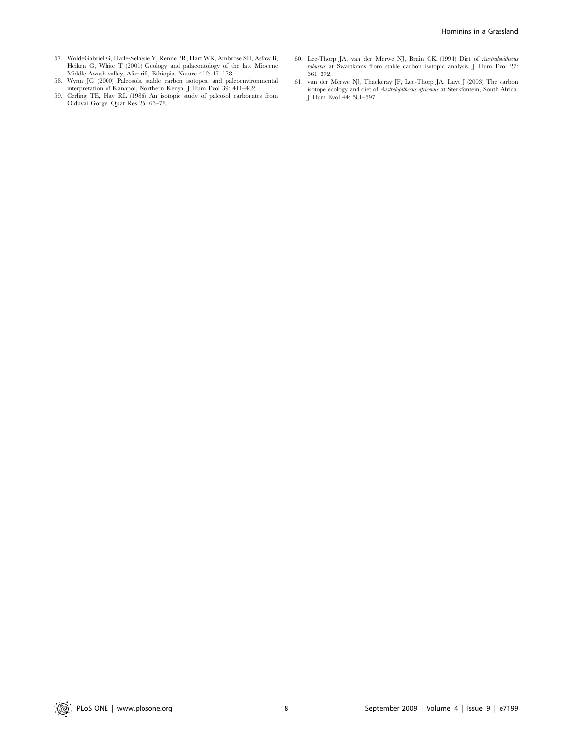57. WoldeGabriel G, Haile-Selassie Y, Renne PR, Hart WK, Ambrose SH, Asfaw B, Heiken G, White T (2001) Geology and palaeontology of the late Miocene Middle Awash valley, Afar rift, Ethiopia. Nature 412: 17–178.
58. Wynn JG (2000) Paleosols, stable carbon isotopes, and paleoenvironmental interpretation of Kanapoi, Northern Kenya. J Hum Evol 39: 411–432.
59. Cerling TE, Hay RL (1986) An isotopic study of paleosol carbonates from Olduvai Gorge. Quat Res 25: 63–78.
60. Lee-Thorp JA, van der Merwe NJ, Brain CK (1994) Diet of *Australopithecus robustus* at Swartkrans from stable carbon isotopic analysis. J Hum Evol 27: 361–372.
61. van der Merwe NJ, Thackeray JF, Lee-Thorp JA, Luyt J (2003) The carbon isotope ecology and diet of *Australopithecus africanus* at Sterkfontein, South Africa. J Hum Evol 44: 581–597.